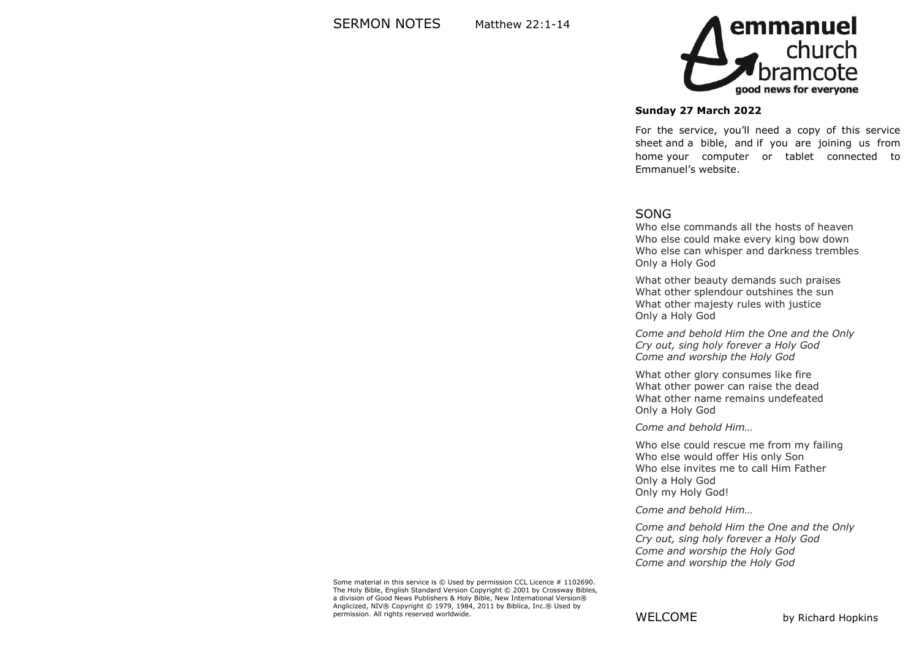## SERMON NOTES Matthew 22:1-14

Some material in this service is © Used by permission CCL Licence # 1102690. The Holy Bible, English Standard Version Copyright © 2001 by Crossway Bibles, a division of Good News Publishers & Holy Bible, New International Version® Anglicized, NIV® Copyright © 1979, 1984, 2011 by Biblica, Inc.® Used by permission. All rights reserved worldwide.

**emmanuel church bramcote**
good news for everyone

**Sunday 27 March 2022**

For the service, you'll need a copy of this service sheet and a bible, and if you are joining us from home your computer or tablet connected to Emmanuel's website.

## SONG

Who else commands all the hosts of heaven
Who else could make every king bow down
Who else can whisper and darkness trembles
Only a Holy God

What other beauty demands such praises
What other splendour outshines the sun
What other majesty rules with justice
Only a Holy God

*Come and behold Him the One and the Only*
*Cry out, sing holy forever a Holy God*
*Come and worship the Holy God*

What other glory consumes like fire
What other power can raise the dead
What other name remains undefeated
Only a Holy God

*Come and behold Him…*

Who else could rescue me from my failing
Who else would offer His only Son
Who else invites me to call Him Father
Only a Holy God
Only my Holy God!

*Come and behold Him…*

*Come and behold Him the One and the Only*
*Cry out, sing holy forever a Holy God*
*Come and worship the Holy God*
*Come and worship the Holy God*

## WELCOME by Richard Hopkins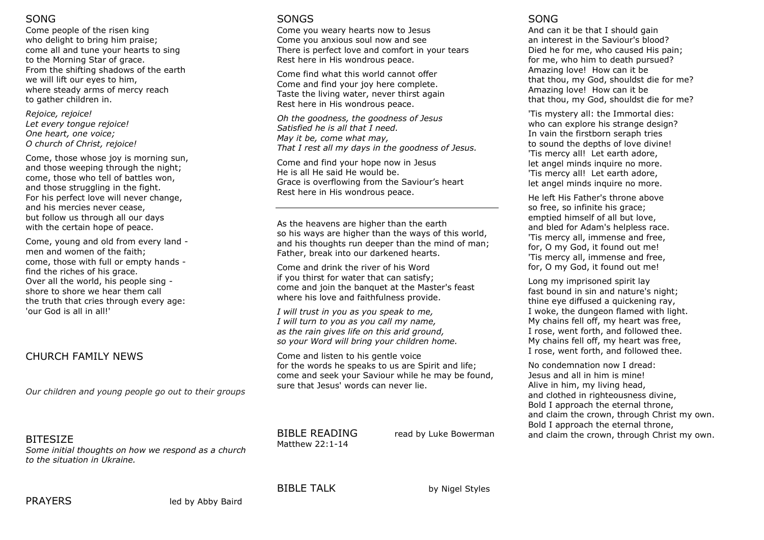## SONG

Come people of the risen king
who delight to bring him praise;
come all and tune your hearts to sing
to the Morning Star of grace.
From the shifting shadows of the earth
we will lift our eyes to him,
where steady arms of mercy reach
to gather children in.

*Rejoice, rejoice!*
*Let every tongue rejoice!*
*One heart, one voice;*
*O church of Christ, rejoice!*

Come, those whose joy is morning sun,
and those weeping through the night;
come, those who tell of battles won,
and those struggling in the fight.
For his perfect love will never change,
and his mercies never cease,
but follow us through all our days
with the certain hope of peace.

Come, young and old from every land -
men and women of the faith;
come, those with full or empty hands -
find the riches of his grace.
Over all the world, his people sing -
shore to shore we hear them call
the truth that cries through every age:
'our God is all in all!'

## CHURCH FAMILY NEWS

*Our children and young people go out to their groups*

## BITESIZE

*Some initial thoughts on how we respond as a church to the situation in Ukraine.*

## PRAYERS

led by Abby Baird

## SONGS

Come you weary hearts now to Jesus
Come you anxious soul now and see
There is perfect love and comfort in your tears
Rest here in His wondrous peace.

Come find what this world cannot offer
Come and find your joy here complete.
Taste the living water, never thirst again
Rest here in His wondrous peace.

*Oh the goodness, the goodness of Jesus*
*Satisfied he is all that I need.*
*May it be, come what may,*
*That I rest all my days in the goodness of Jesus.*

Come and find your hope now in Jesus
He is all He said He would be.
Grace is overflowing from the Saviour's heart
Rest here in His wondrous peace.

---

As the heavens are higher than the earth
so his ways are higher than the ways of this world,
and his thoughts run deeper than the mind of man;
Father, break into our darkened hearts.

Come and drink the river of his Word
if you thirst for water that can satisfy;
come and join the banquet at the Master's feast
where his love and faithfulness provide.

*I will trust in you as you speak to me,*
*I will turn to you as you call my name,*
*as the rain gives life on this arid ground,*
*so your Word will bring your children home.*

Come and listen to his gentle voice
for the words he speaks to us are Spirit and life;
come and seek your Saviour while he may be found,
sure that Jesus' words can never lie.

## BIBLE READING

read by Luke Bowerman

Matthew 22:1-14

## BIBLE TALK

by Nigel Styles

## SONG

And can it be that I should gain
an interest in the Saviour's blood?
Died he for me, who caused His pain;
for me, who him to death pursued?
Amazing love! How can it be
that thou, my God, shouldst die for me?
Amazing love! How can it be
that thou, my God, shouldst die for me?

'Tis mystery all: the Immortal dies:
who can explore his strange design?
In vain the firstborn seraph tries
to sound the depths of love divine!
'Tis mercy all! Let earth adore,
let angel minds inquire no more.
'Tis mercy all! Let earth adore,
let angel minds inquire no more.

He left His Father's throne above
so free, so infinite his grace;
emptied himself of all but love,
and bled for Adam's helpless race.
'Tis mercy all, immense and free,
for, O my God, it found out me!
'Tis mercy all, immense and free,
for, O my God, it found out me!

Long my imprisoned spirit lay
fast bound in sin and nature's night;
thine eye diffused a quickening ray,
I woke, the dungeon flamed with light.
My chains fell off, my heart was free,
I rose, went forth, and followed thee.
My chains fell off, my heart was free,
I rose, went forth, and followed thee.

No condemnation now I dread:
Jesus and all in him is mine!
Alive in him, my living head,
and clothed in righteousness divine,
Bold I approach the eternal throne,
and claim the crown, through Christ my own.
Bold I approach the eternal throne,
and claim the crown, through Christ my own.